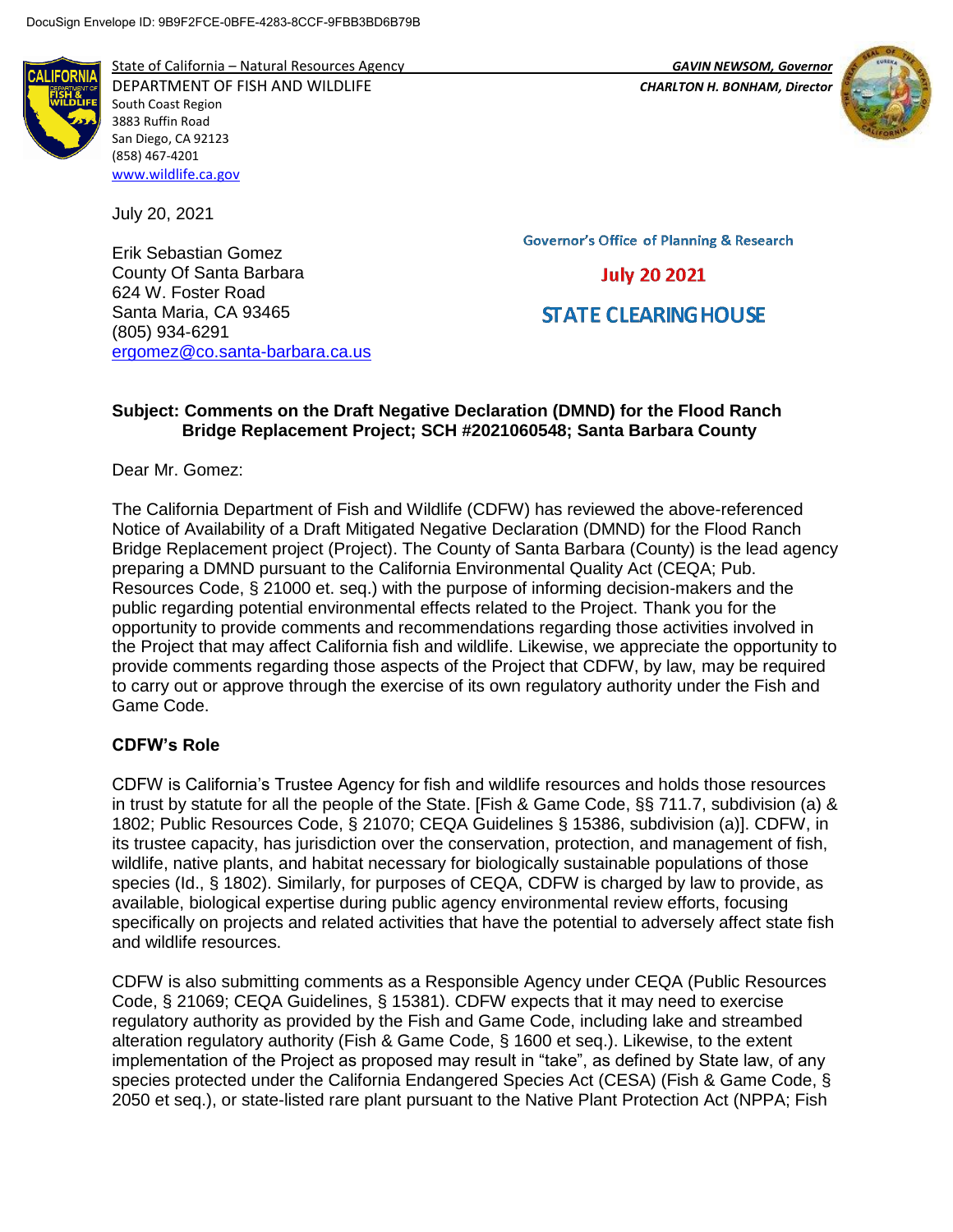DocuSign Envelope ID: 9B9F2FCE-0BFE-4283-8CCF-9FBB3BD6B79B

State of California – Natural Resources Agency
DEPARTMENT OF FISH AND WILDLIFE
South Coast Region
3883 Ruffin Road
San Diego, CA 92123
(858) 467-4201
www.wildlife.ca.gov

*GAVIN NEWSOM, Governor*
*CHARLTON H. BONHAM, Director*

July 20, 2021

Erik Sebastian Gomez
County Of Santa Barbara
624 W. Foster Road
Santa Maria, CA 93465
(805) 934-6291
ergomez@co.santa-barbara.ca.us

Governor's Office of Planning & Research

July 20 2021

STATE CLEARING HOUSE

**Subject: Comments on the Draft Negative Declaration (DMND) for the Flood Ranch Bridge Replacement Project; SCH #2021060548; Santa Barbara County**

Dear Mr. Gomez:

The California Department of Fish and Wildlife (CDFW) has reviewed the above-referenced Notice of Availability of a Draft Mitigated Negative Declaration (DMND) for the Flood Ranch Bridge Replacement project (Project). The County of Santa Barbara (County) is the lead agency preparing a DMND pursuant to the California Environmental Quality Act (CEQA; Pub. Resources Code, § 21000 et. seq.) with the purpose of informing decision-makers and the public regarding potential environmental effects related to the Project. Thank you for the opportunity to provide comments and recommendations regarding those activities involved in the Project that may affect California fish and wildlife. Likewise, we appreciate the opportunity to provide comments regarding those aspects of the Project that CDFW, by law, may be required to carry out or approve through the exercise of its own regulatory authority under the Fish and Game Code.

**CDFW's Role**

CDFW is California's Trustee Agency for fish and wildlife resources and holds those resources in trust by statute for all the people of the State. [Fish & Game Code, §§ 711.7, subdivision (a) & 1802; Public Resources Code, § 21070; CEQA Guidelines § 15386, subdivision (a)]. CDFW, in its trustee capacity, has jurisdiction over the conservation, protection, and management of fish, wildlife, native plants, and habitat necessary for biologically sustainable populations of those species (Id., § 1802). Similarly, for purposes of CEQA, CDFW is charged by law to provide, as available, biological expertise during public agency environmental review efforts, focusing specifically on projects and related activities that have the potential to adversely affect state fish and wildlife resources.

CDFW is also submitting comments as a Responsible Agency under CEQA (Public Resources Code, § 21069; CEQA Guidelines, § 15381). CDFW expects that it may need to exercise regulatory authority as provided by the Fish and Game Code, including lake and streambed alteration regulatory authority (Fish & Game Code, § 1600 et seq.). Likewise, to the extent implementation of the Project as proposed may result in "take", as defined by State law, of any species protected under the California Endangered Species Act (CESA) (Fish & Game Code, § 2050 et seq.), or state-listed rare plant pursuant to the Native Plant Protection Act (NPPA; Fish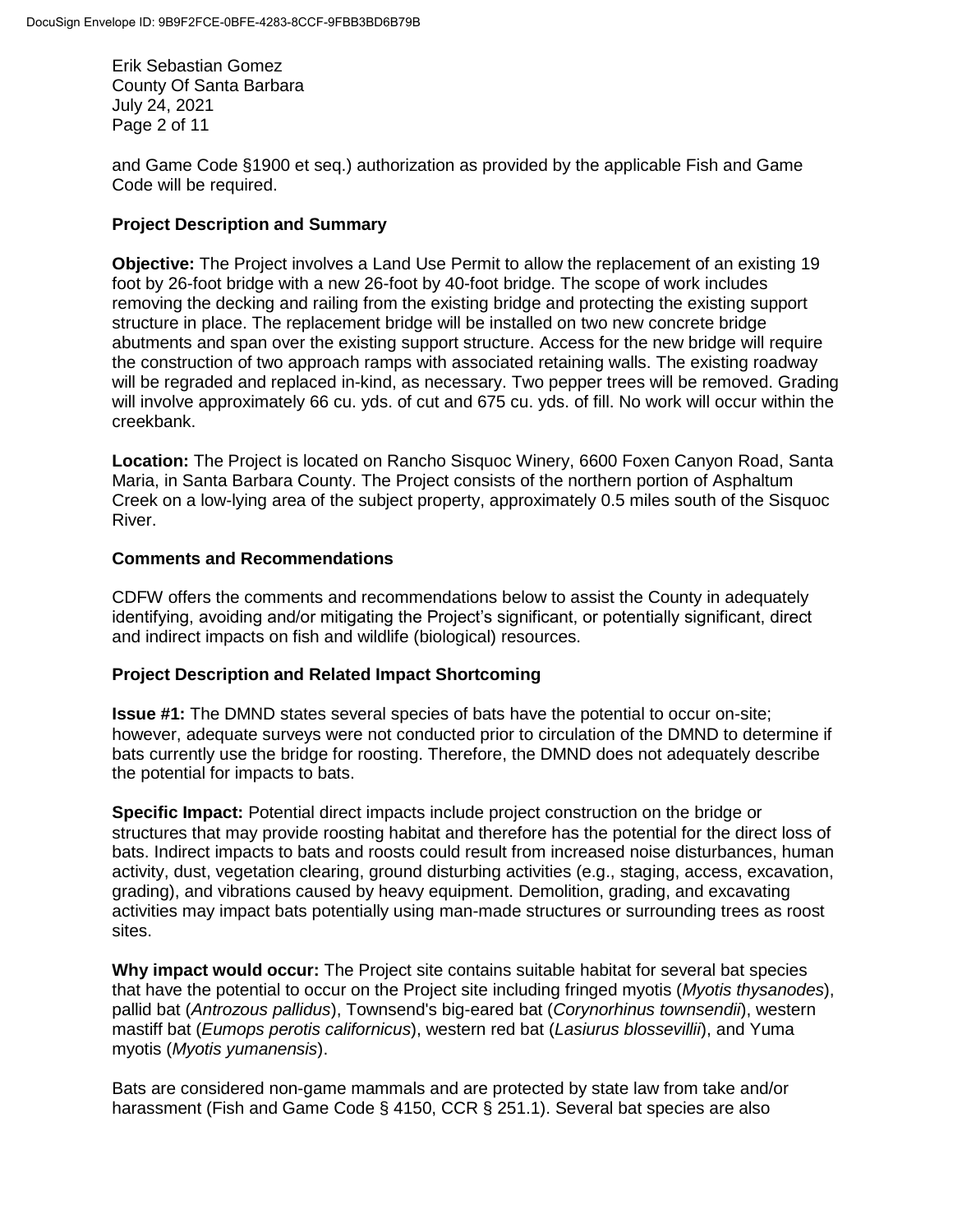and Game Code §1900 et seq.) authorization as provided by the applicable Fish and Game Code will be required.

## Project Description and Summary

**Objective:** The Project involves a Land Use Permit to allow the replacement of an existing 19 foot by 26-foot bridge with a new 26-foot by 40-foot bridge. The scope of work includes removing the decking and railing from the existing bridge and protecting the existing support structure in place. The replacement bridge will be installed on two new concrete bridge abutments and span over the existing support structure. Access for the new bridge will require the construction of two approach ramps with associated retaining walls. The existing roadway will be regraded and replaced in-kind, as necessary. Two pepper trees will be removed. Grading will involve approximately 66 cu. yds. of cut and 675 cu. yds. of fill. No work will occur within the creekbank.

**Location:** The Project is located on Rancho Sisquoc Winery, 6600 Foxen Canyon Road, Santa Maria, in Santa Barbara County. The Project consists of the northern portion of Asphaltum Creek on a low-lying area of the subject property, approximately 0.5 miles south of the Sisquoc River.

## Comments and Recommendations

CDFW offers the comments and recommendations below to assist the County in adequately identifying, avoiding and/or mitigating the Project's significant, or potentially significant, direct and indirect impacts on fish and wildlife (biological) resources.

## Project Description and Related Impact Shortcoming

**Issue #1:** The DMND states several species of bats have the potential to occur on-site; however, adequate surveys were not conducted prior to circulation of the DMND to determine if bats currently use the bridge for roosting. Therefore, the DMND does not adequately describe the potential for impacts to bats.

**Specific Impact:** Potential direct impacts include project construction on the bridge or structures that may provide roosting habitat and therefore has the potential for the direct loss of bats. Indirect impacts to bats and roosts could result from increased noise disturbances, human activity, dust, vegetation clearing, ground disturbing activities (e.g., staging, access, excavation, grading), and vibrations caused by heavy equipment. Demolition, grading, and excavating activities may impact bats potentially using man-made structures or surrounding trees as roost sites.

**Why impact would occur:** The Project site contains suitable habitat for several bat species that have the potential to occur on the Project site including fringed myotis (*Myotis thysanodes*), pallid bat (*Antrozous pallidus*), Townsend's big-eared bat (*Corynorhinus townsendii*), western mastiff bat (*Eumops perotis californicus*), western red bat (*Lasiurus blossevillii*), and Yuma myotis (*Myotis yumanensis*).

Bats are considered non-game mammals and are protected by state law from take and/or harassment (Fish and Game Code § 4150, CCR § 251.1). Several bat species are also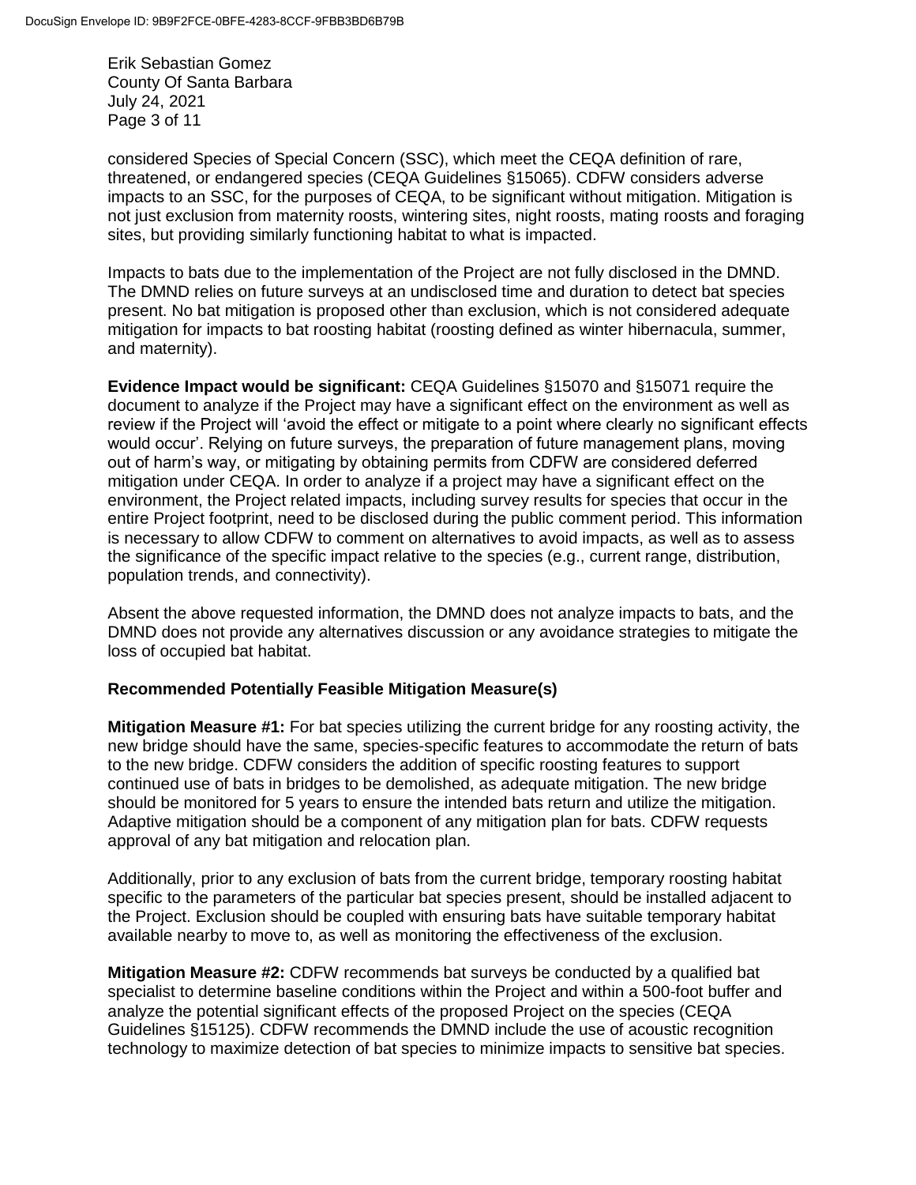considered Species of Special Concern (SSC), which meet the CEQA definition of rare, threatened, or endangered species (CEQA Guidelines §15065). CDFW considers adverse impacts to an SSC, for the purposes of CEQA, to be significant without mitigation. Mitigation is not just exclusion from maternity roosts, wintering sites, night roosts, mating roosts and foraging sites, but providing similarly functioning habitat to what is impacted.

Impacts to bats due to the implementation of the Project are not fully disclosed in the DMND. The DMND relies on future surveys at an undisclosed time and duration to detect bat species present. No bat mitigation is proposed other than exclusion, which is not considered adequate mitigation for impacts to bat roosting habitat (roosting defined as winter hibernacula, summer, and maternity).

**Evidence Impact would be significant:** CEQA Guidelines §15070 and §15071 require the document to analyze if the Project may have a significant effect on the environment as well as review if the Project will 'avoid the effect or mitigate to a point where clearly no significant effects would occur'. Relying on future surveys, the preparation of future management plans, moving out of harm's way, or mitigating by obtaining permits from CDFW are considered deferred mitigation under CEQA. In order to analyze if a project may have a significant effect on the environment, the Project related impacts, including survey results for species that occur in the entire Project footprint, need to be disclosed during the public comment period. This information is necessary to allow CDFW to comment on alternatives to avoid impacts, as well as to assess the significance of the specific impact relative to the species (e.g., current range, distribution, population trends, and connectivity).

Absent the above requested information, the DMND does not analyze impacts to bats, and the DMND does not provide any alternatives discussion or any avoidance strategies to mitigate the loss of occupied bat habitat.

**Recommended Potentially Feasible Mitigation Measure(s)**

**Mitigation Measure #1:** For bat species utilizing the current bridge for any roosting activity, the new bridge should have the same, species-specific features to accommodate the return of bats to the new bridge. CDFW considers the addition of specific roosting features to support continued use of bats in bridges to be demolished, as adequate mitigation. The new bridge should be monitored for 5 years to ensure the intended bats return and utilize the mitigation. Adaptive mitigation should be a component of any mitigation plan for bats. CDFW requests approval of any bat mitigation and relocation plan.

Additionally, prior to any exclusion of bats from the current bridge, temporary roosting habitat specific to the parameters of the particular bat species present, should be installed adjacent to the Project. Exclusion should be coupled with ensuring bats have suitable temporary habitat available nearby to move to, as well as monitoring the effectiveness of the exclusion.

**Mitigation Measure #2:** CDFW recommends bat surveys be conducted by a qualified bat specialist to determine baseline conditions within the Project and within a 500-foot buffer and analyze the potential significant effects of the proposed Project on the species (CEQA Guidelines §15125). CDFW recommends the DMND include the use of acoustic recognition technology to maximize detection of bat species to minimize impacts to sensitive bat species.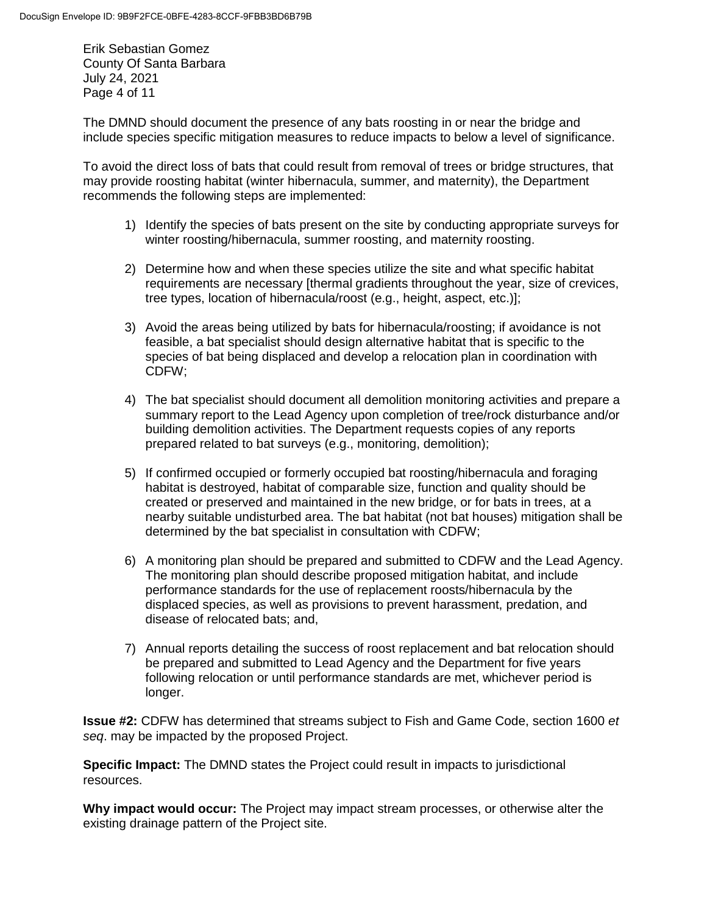The DMND should document the presence of any bats roosting in or near the bridge and include species specific mitigation measures to reduce impacts to below a level of significance.

To avoid the direct loss of bats that could result from removal of trees or bridge structures, that may provide roosting habitat (winter hibernacula, summer, and maternity), the Department recommends the following steps are implemented:

1) Identify the species of bats present on the site by conducting appropriate surveys for winter roosting/hibernacula, summer roosting, and maternity roosting.

2) Determine how and when these species utilize the site and what specific habitat requirements are necessary [thermal gradients throughout the year, size of crevices, tree types, location of hibernacula/roost (e.g., height, aspect, etc.)];

3) Avoid the areas being utilized by bats for hibernacula/roosting; if avoidance is not feasible, a bat specialist should design alternative habitat that is specific to the species of bat being displaced and develop a relocation plan in coordination with CDFW;

4) The bat specialist should document all demolition monitoring activities and prepare a summary report to the Lead Agency upon completion of tree/rock disturbance and/or building demolition activities. The Department requests copies of any reports prepared related to bat surveys (e.g., monitoring, demolition);

5) If confirmed occupied or formerly occupied bat roosting/hibernacula and foraging habitat is destroyed, habitat of comparable size, function and quality should be created or preserved and maintained in the new bridge, or for bats in trees, at a nearby suitable undisturbed area. The bat habitat (not bat houses) mitigation shall be determined by the bat specialist in consultation with CDFW;

6) A monitoring plan should be prepared and submitted to CDFW and the Lead Agency. The monitoring plan should describe proposed mitigation habitat, and include performance standards for the use of replacement roosts/hibernacula by the displaced species, as well as provisions to prevent harassment, predation, and disease of relocated bats; and,

7) Annual reports detailing the success of roost replacement and bat relocation should be prepared and submitted to Lead Agency and the Department for five years following relocation or until performance standards are met, whichever period is longer.

**Issue #2:** CDFW has determined that streams subject to Fish and Game Code, section 1600 *et seq*. may be impacted by the proposed Project.

**Specific Impact:** The DMND states the Project could result in impacts to jurisdictional resources.

**Why impact would occur:** The Project may impact stream processes, or otherwise alter the existing drainage pattern of the Project site.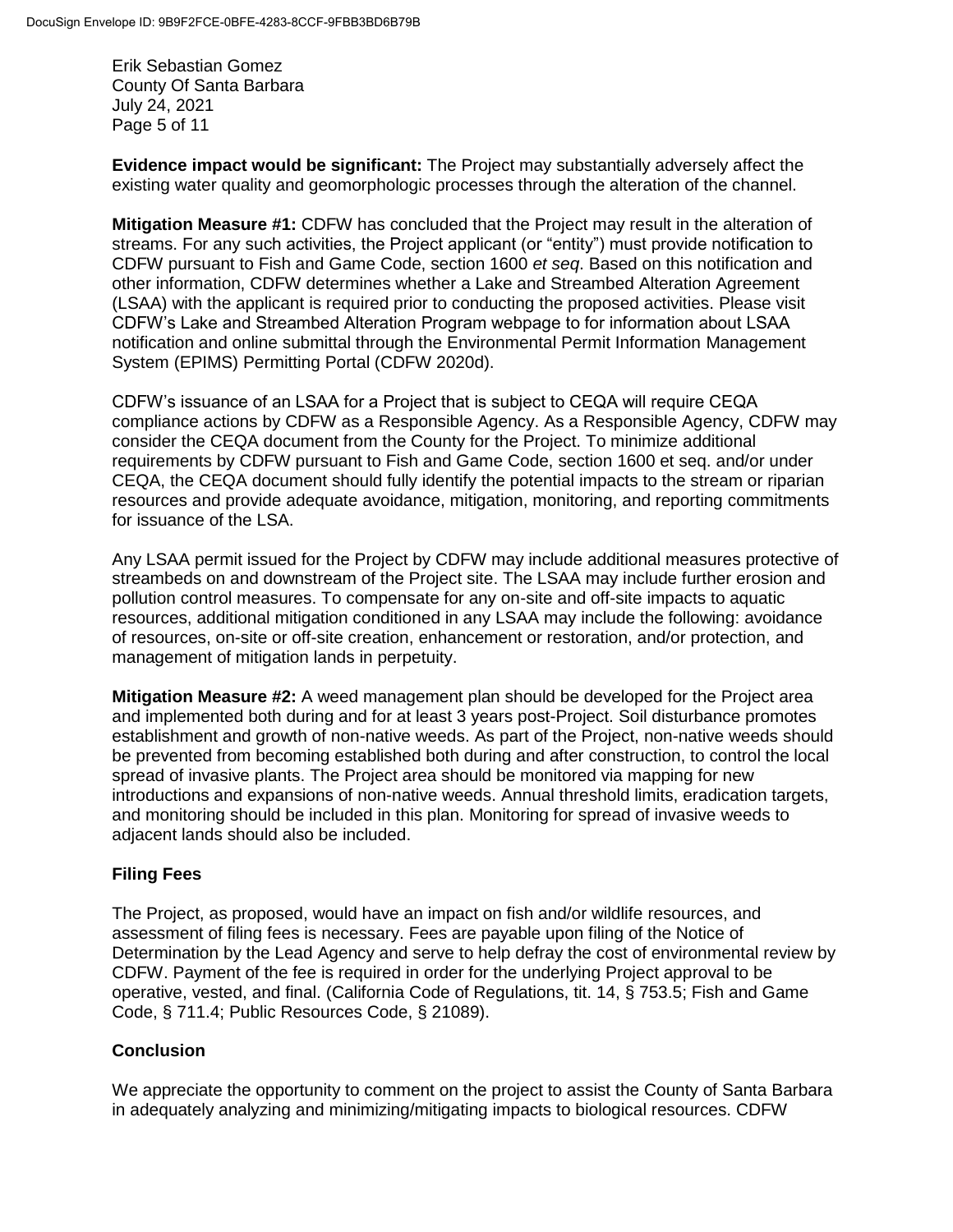**Evidence impact would be significant:** The Project may substantially adversely affect the existing water quality and geomorphologic processes through the alteration of the channel.

**Mitigation Measure #1:** CDFW has concluded that the Project may result in the alteration of streams. For any such activities, the Project applicant (or "entity") must provide notification to CDFW pursuant to Fish and Game Code, section 1600 *et seq*. Based on this notification and other information, CDFW determines whether a Lake and Streambed Alteration Agreement (LSAA) with the applicant is required prior to conducting the proposed activities. Please visit CDFW's Lake and Streambed Alteration Program webpage to for information about LSAA notification and online submittal through the Environmental Permit Information Management System (EPIMS) Permitting Portal (CDFW 2020d).

CDFW's issuance of an LSAA for a Project that is subject to CEQA will require CEQA compliance actions by CDFW as a Responsible Agency. As a Responsible Agency, CDFW may consider the CEQA document from the County for the Project. To minimize additional requirements by CDFW pursuant to Fish and Game Code, section 1600 et seq. and/or under CEQA, the CEQA document should fully identify the potential impacts to the stream or riparian resources and provide adequate avoidance, mitigation, monitoring, and reporting commitments for issuance of the LSA.

Any LSAA permit issued for the Project by CDFW may include additional measures protective of streambeds on and downstream of the Project site. The LSAA may include further erosion and pollution control measures. To compensate for any on-site and off-site impacts to aquatic resources, additional mitigation conditioned in any LSAA may include the following: avoidance of resources, on-site or off-site creation, enhancement or restoration, and/or protection, and management of mitigation lands in perpetuity.

**Mitigation Measure #2:** A weed management plan should be developed for the Project area and implemented both during and for at least 3 years post-Project. Soil disturbance promotes establishment and growth of non-native weeds. As part of the Project, non-native weeds should be prevented from becoming established both during and after construction, to control the local spread of invasive plants. The Project area should be monitored via mapping for new introductions and expansions of non-native weeds. Annual threshold limits, eradication targets, and monitoring should be included in this plan. Monitoring for spread of invasive weeds to adjacent lands should also be included.

## Filing Fees

The Project, as proposed, would have an impact on fish and/or wildlife resources, and assessment of filing fees is necessary. Fees are payable upon filing of the Notice of Determination by the Lead Agency and serve to help defray the cost of environmental review by CDFW. Payment of the fee is required in order for the underlying Project approval to be operative, vested, and final. (California Code of Regulations, tit. 14, § 753.5; Fish and Game Code, § 711.4; Public Resources Code, § 21089).

## Conclusion

We appreciate the opportunity to comment on the project to assist the County of Santa Barbara in adequately analyzing and minimizing/mitigating impacts to biological resources. CDFW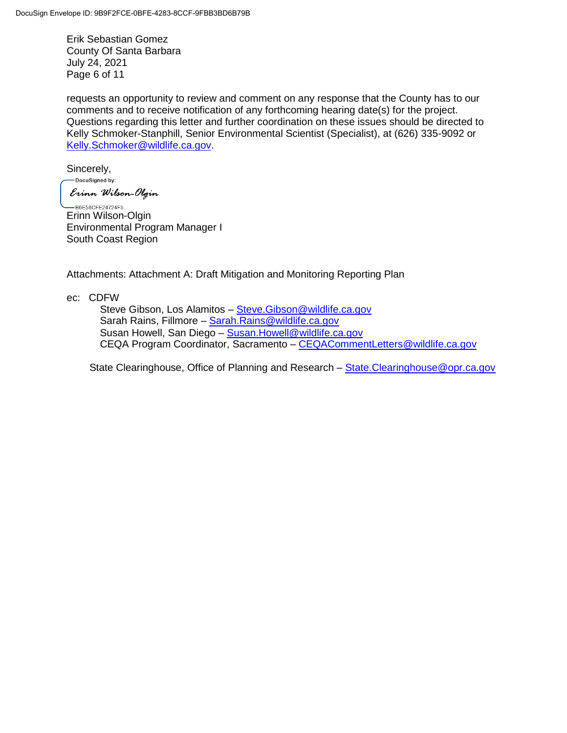requests an opportunity to review and comment on any response that the County has to our comments and to receive notification of any forthcoming hearing date(s) for the project. Questions regarding this letter and further coordination on these issues should be directed to Kelly Schmoker-Stanphill, Senior Environmental Scientist (Specialist), at (626) 335-9092 or Kelly.Schmoker@wildlife.ca.gov.

Sincerely,

DocuSigned by:
Erinn Wilson-Olgin
B6E58CFE24724F5...

Erinn Wilson-Olgin
Environmental Program Manager I
South Coast Region

Attachments: Attachment A: Draft Mitigation and Monitoring Reporting Plan

ec: CDFW
- Steve Gibson, Los Alamitos – Steve.Gibson@wildlife.ca.gov
- Sarah Rains, Fillmore – Sarah.Rains@wildlife.ca.gov
- Susan Howell, San Diego – Susan.Howell@wildlife.ca.gov
- CEQA Program Coordinator, Sacramento – CEQACommentLetters@wildlife.ca.gov

State Clearinghouse, Office of Planning and Research – State.Clearinghouse@opr.ca.gov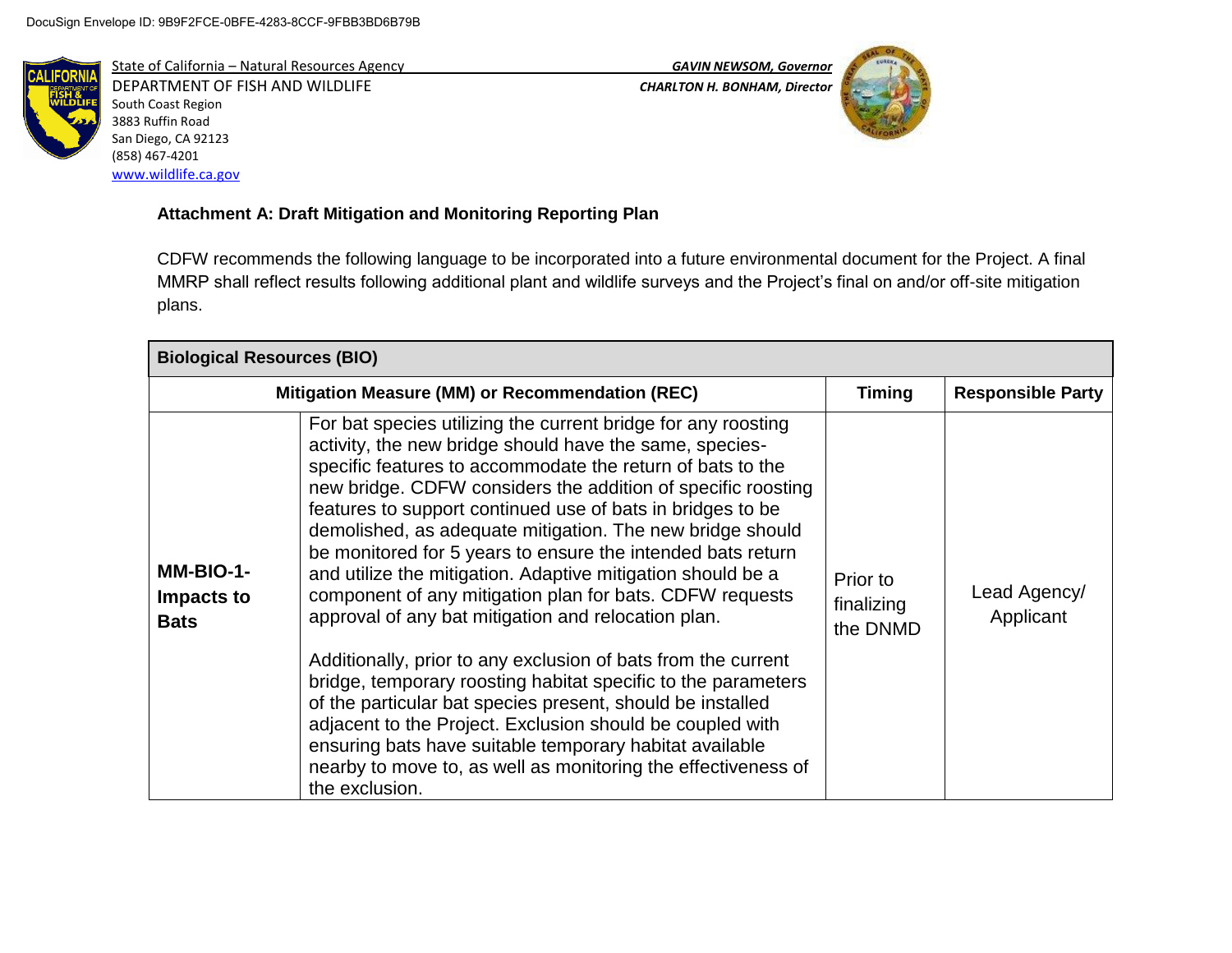DocuSign Envelope ID: 9B9F2FCE-0BFE-4283-8CCF-9FBB3BD6B79B

State of California – Natural Resources Agency
DEPARTMENT OF FISH AND WILDLIFE
South Coast Region
3883 Ruffin Road
San Diego, CA 92123
(858) 467-4201
www.wildlife.ca.gov

*GAVIN NEWSOM, Governor*
*CHARLTON H. BONHAM, Director*

**Attachment A: Draft Mitigation and Monitoring Reporting Plan**

CDFW recommends the following language to be incorporated into a future environmental document for the Project. A final MMRP shall reflect results following additional plant and wildlife surveys and the Project's final on and/or off-site mitigation plans.

| **Biological Resources (BIO)** | | | |
|---|---|---|---|
| **Mitigation Measure (MM) or Recommendation (REC)** | | **Timing** | **Responsible Party** |
| **MM-BIO-1- Impacts to Bats** | For bat species utilizing the current bridge for any roosting activity, the new bridge should have the same, species-specific features to accommodate the return of bats to the new bridge. CDFW considers the addition of specific roosting features to support continued use of bats in bridges to be demolished, as adequate mitigation. The new bridge should be monitored for 5 years to ensure the intended bats return and utilize the mitigation. Adaptive mitigation should be a component of any mitigation plan for bats. CDFW requests approval of any bat mitigation and relocation plan.<br><br>Additionally, prior to any exclusion of bats from the current bridge, temporary roosting habitat specific to the parameters of the particular bat species present, should be installed adjacent to the Project. Exclusion should be coupled with ensuring bats have suitable temporary habitat available nearby to move to, as well as monitoring the effectiveness of the exclusion. | Prior to finalizing the DNMD | Lead Agency/ Applicant |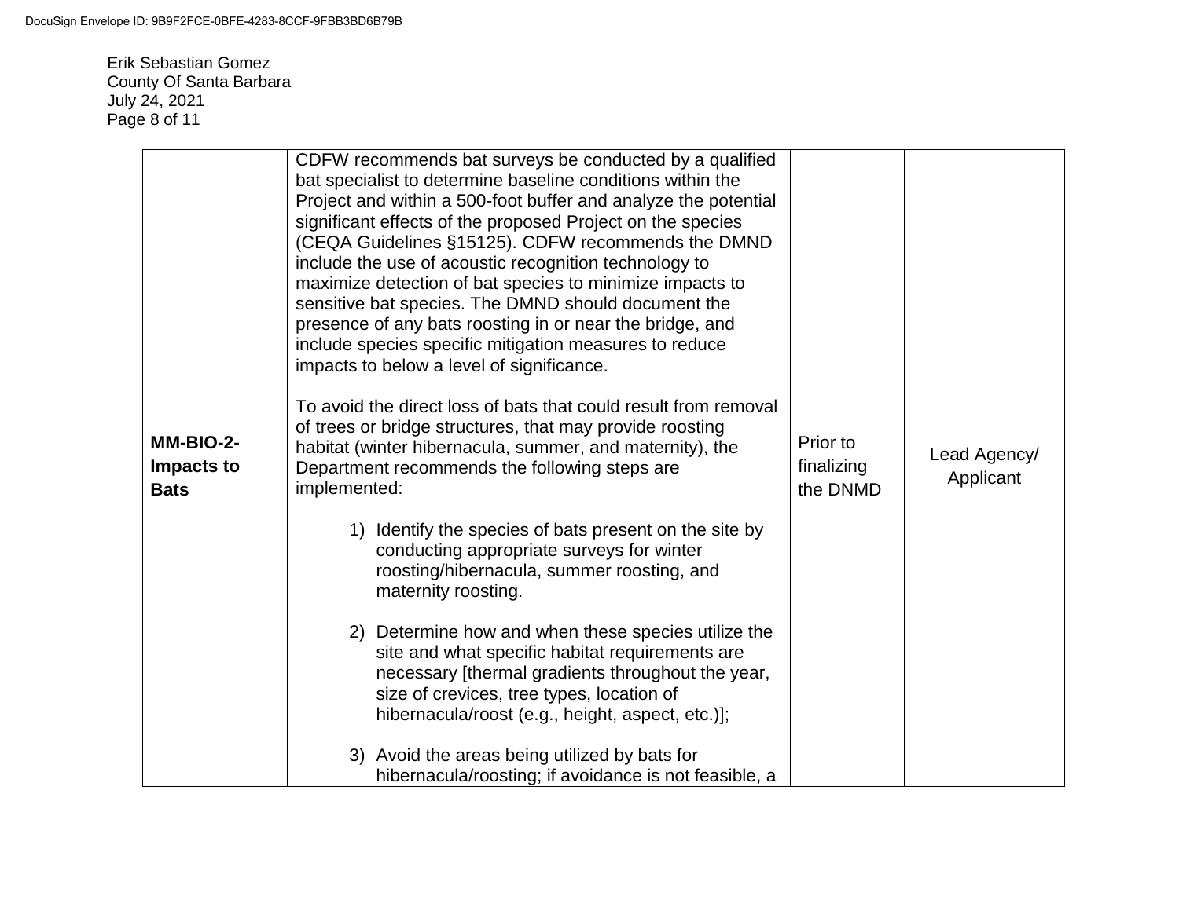| | | | |
|---|---|---|---|
| **MM-BIO-2-Impacts to Bats** | CDFW recommends bat surveys be conducted by a qualified bat specialist to determine baseline conditions within the Project and within a 500-foot buffer and analyze the potential significant effects of the proposed Project on the species (CEQA Guidelines §15125). CDFW recommends the DMND include the use of acoustic recognition technology to maximize detection of bat species to minimize impacts to sensitive bat species. The DMND should document the presence of any bats roosting in or near the bridge, and include species specific mitigation measures to reduce impacts to below a level of significance.<br><br>To avoid the direct loss of bats that could result from removal of trees or bridge structures, that may provide roosting habitat (winter hibernacula, summer, and maternity), the Department recommends the following steps are implemented:<br><br>1) Identify the species of bats present on the site by conducting appropriate surveys for winter roosting/hibernacula, summer roosting, and maternity roosting.<br><br>2) Determine how and when these species utilize the site and what specific habitat requirements are necessary [thermal gradients throughout the year, size of crevices, tree types, location of hibernacula/roost (e.g., height, aspect, etc.)];<br><br>3) Avoid the areas being utilized by bats for hibernacula/roosting; if avoidance is not feasible, a | Prior to finalizing the DNMD | Lead Agency/ Applicant |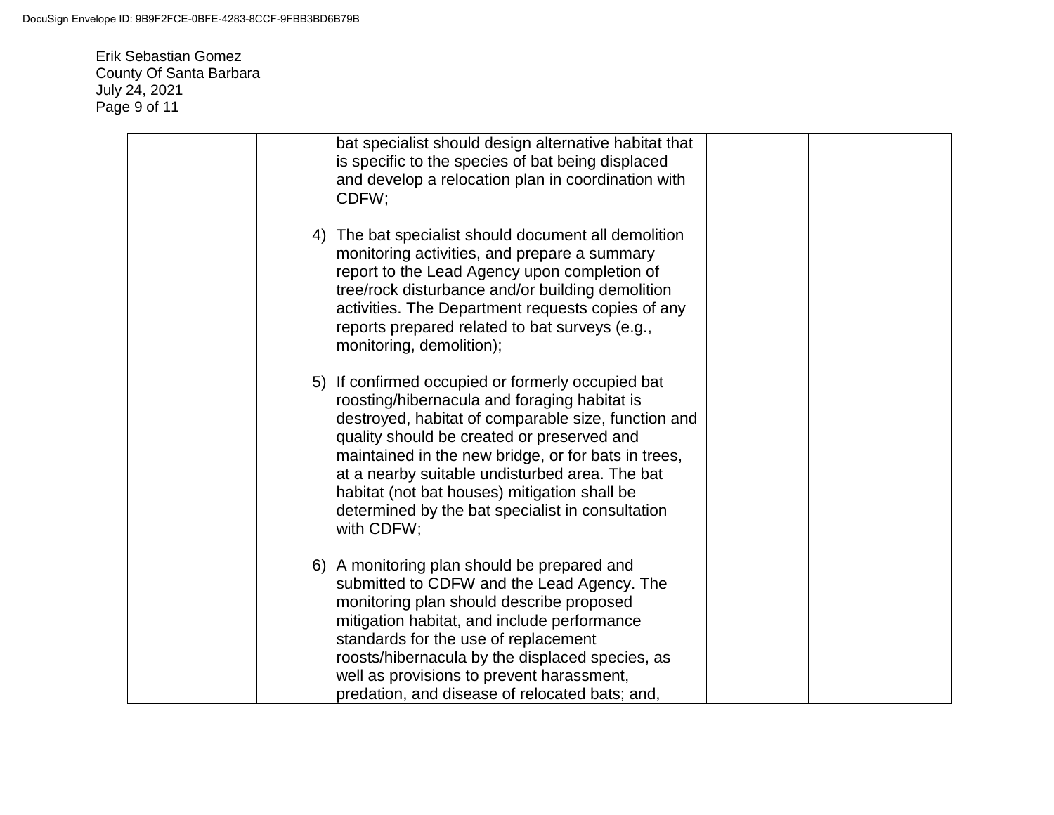| | | | |
|---|---|---|---|
| | bat specialist should design alternative habitat that is specific to the species of bat being displaced and develop a relocation plan in coordination with CDFW;<br><br>4) The bat specialist should document all demolition monitoring activities, and prepare a summary report to the Lead Agency upon completion of tree/rock disturbance and/or building demolition activities. The Department requests copies of any reports prepared related to bat surveys (e.g., monitoring, demolition);<br><br>5) If confirmed occupied or formerly occupied bat roosting/hibernacula and foraging habitat is destroyed, habitat of comparable size, function and quality should be created or preserved and maintained in the new bridge, or for bats in trees, at a nearby suitable undisturbed area. The bat habitat (not bat houses) mitigation shall be determined by the bat specialist in consultation with CDFW;<br><br>6) A monitoring plan should be prepared and submitted to CDFW and the Lead Agency. The monitoring plan should describe proposed mitigation habitat, and include performance standards for the use of replacement roosts/hibernacula by the displaced species, as well as provisions to prevent harassment, predation, and disease of relocated bats; and, | | |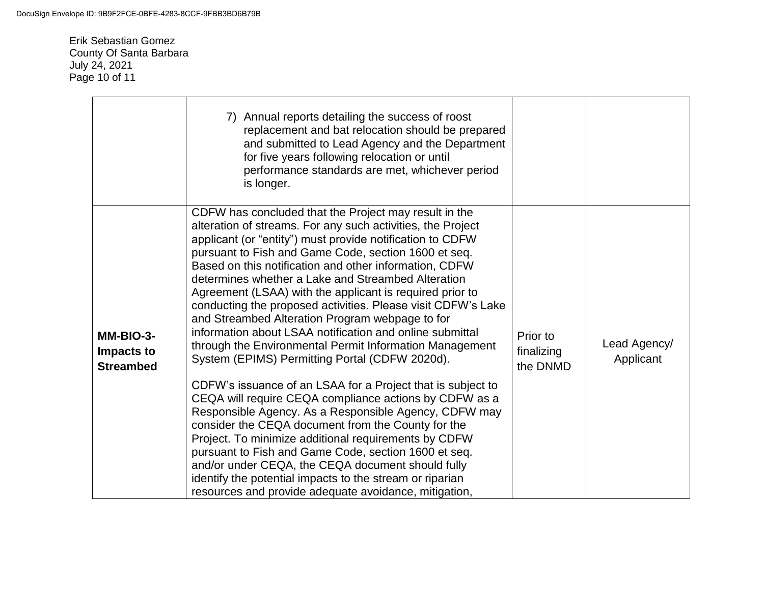| | | | |
|---|---|---|---|
| | 7) Annual reports detailing the success of roost replacement and bat relocation should be prepared and submitted to Lead Agency and the Department for five years following relocation or until performance standards are met, whichever period is longer. | | |
| **MM-BIO-3-Impacts to Streambed** | CDFW has concluded that the Project may result in the alteration of streams. For any such activities, the Project applicant (or "entity") must provide notification to CDFW pursuant to Fish and Game Code, section 1600 et seq. Based on this notification and other information, CDFW determines whether a Lake and Streambed Alteration Agreement (LSAA) with the applicant is required prior to conducting the proposed activities. Please visit CDFW's Lake and Streambed Alteration Program webpage to for information about LSAA notification and online submittal through the Environmental Permit Information Management System (EPIMS) Permitting Portal (CDFW 2020d).<br><br>CDFW's issuance of an LSAA for a Project that is subject to CEQA will require CEQA compliance actions by CDFW as a Responsible Agency. As a Responsible Agency, CDFW may consider the CEQA document from the County for the Project. To minimize additional requirements by CDFW pursuant to Fish and Game Code, section 1600 et seq. and/or under CEQA, the CEQA document should fully identify the potential impacts to the stream or riparian resources and provide adequate avoidance, mitigation, | Prior to finalizing the DNMD | Lead Agency/ Applicant |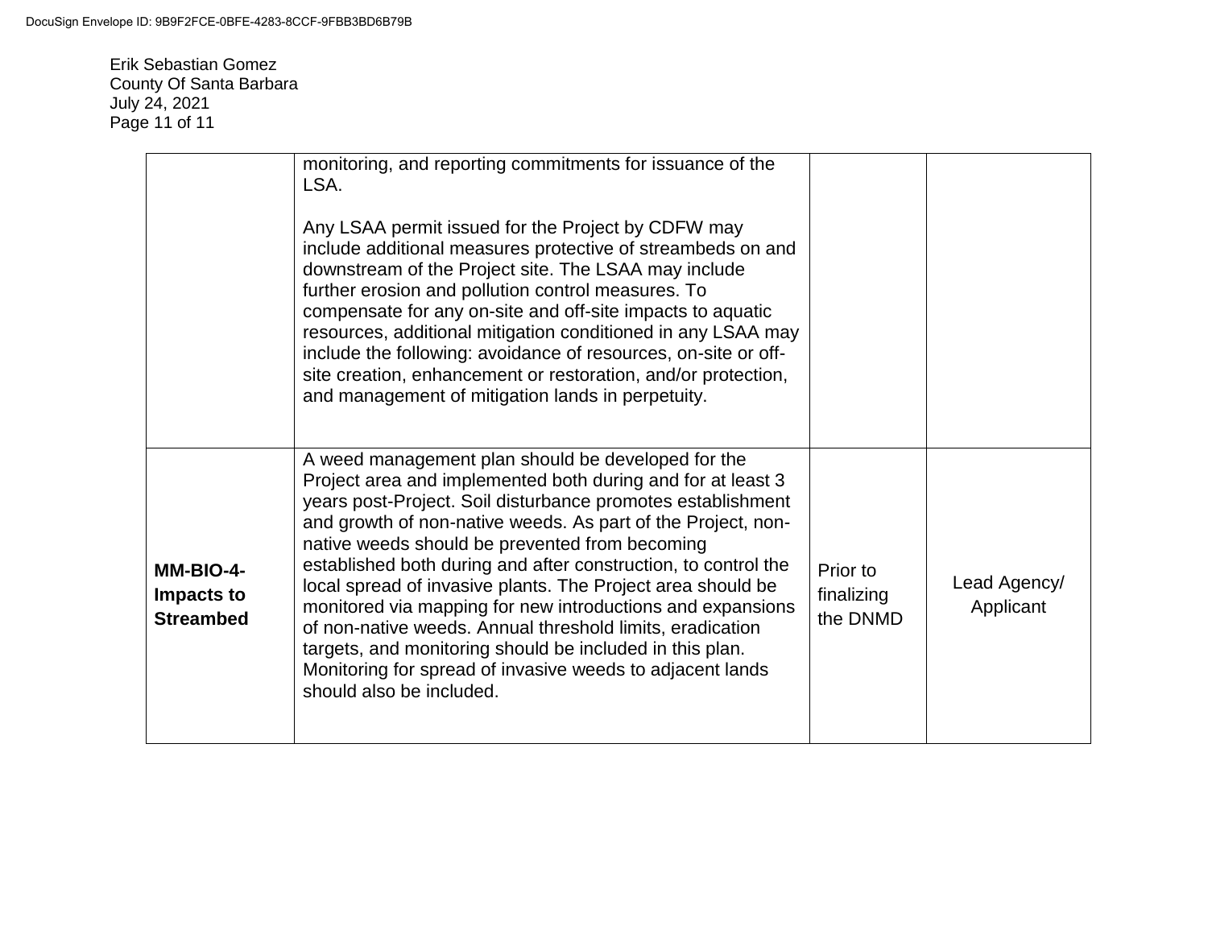| | | | |
|---|---|---|---|
| | monitoring, and reporting commitments for issuance of the LSA.<br><br>Any LSAA permit issued for the Project by CDFW may include additional measures protective of streambeds on and downstream of the Project site. The LSAA may include further erosion and pollution control measures. To compensate for any on-site and off-site impacts to aquatic resources, additional mitigation conditioned in any LSAA may include the following: avoidance of resources, on-site or off-site creation, enhancement or restoration, and/or protection, and management of mitigation lands in perpetuity. | | |
| **MM-BIO-4-Impacts to Streambed** | A weed management plan should be developed for the Project area and implemented both during and for at least 3 years post-Project. Soil disturbance promotes establishment and growth of non-native weeds. As part of the Project, non-native weeds should be prevented from becoming established both during and after construction, to control the local spread of invasive plants. The Project area should be monitored via mapping for new introductions and expansions of non-native weeds. Annual threshold limits, eradication targets, and monitoring should be included in this plan. Monitoring for spread of invasive weeds to adjacent lands should also be included. | Prior to finalizing the DNMD | Lead Agency/ Applicant |